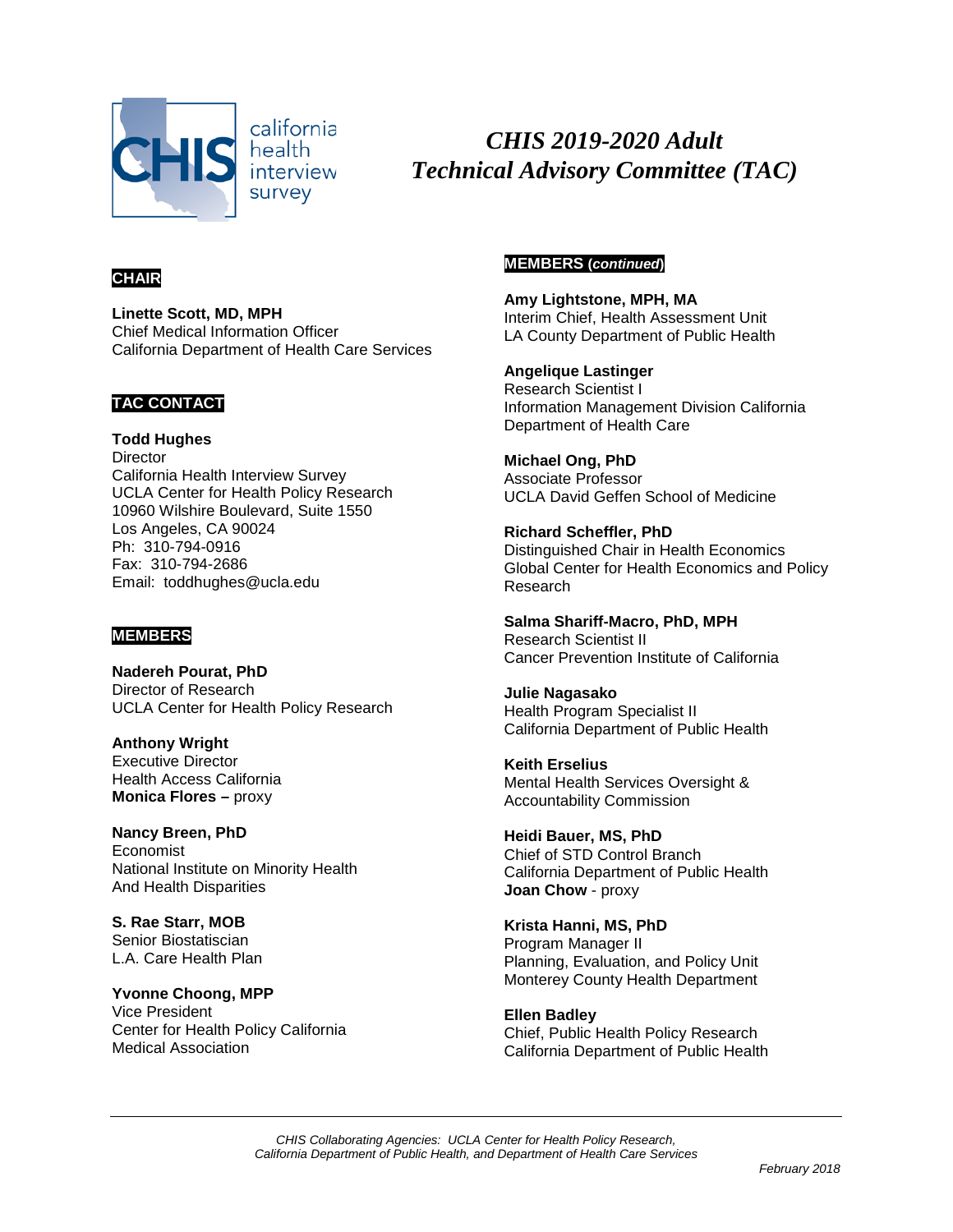california health interview survey

# *CHIS 2019-2020 Adult Technical Advisory Committee (TAC)*

## CHAIR

**Linette Scott, MD, MPH**
Chief Medical Information Officer
California Department of Health Care Services

## TAC CONTACT

**Todd Hughes**
Director
California Health Interview Survey
UCLA Center for Health Policy Research
10960 Wilshire Boulevard, Suite 1550
Los Angeles, CA 90024
Ph: 310-794-0916
Fax: 310-794-2686
Email: toddhughes@ucla.edu

## MEMBERS

**Nadereh Pourat, PhD**
Director of Research
UCLA Center for Health Policy Research

**Anthony Wright**
Executive Director
Health Access California
**Monica Flores –** proxy

**Nancy Breen, PhD**
Economist
National Institute on Minority Health
And Health Disparities

**S. Rae Starr, MOB**
Senior Biostatiscian
L.A. Care Health Plan

**Yvonne Choong, MPP**
Vice President
Center for Health Policy California
Medical Association

## MEMBERS (*continued*)

**Amy Lightstone, MPH, MA**
Interim Chief, Health Assessment Unit
LA County Department of Public Health

**Angelique Lastinger**
Research Scientist I
Information Management Division California
Department of Health Care

**Michael Ong, PhD**
Associate Professor
UCLA David Geffen School of Medicine

**Richard Scheffler, PhD**
Distinguished Chair in Health Economics
Global Center for Health Economics and Policy
Research

**Salma Shariff-Macro, PhD, MPH**
Research Scientist II
Cancer Prevention Institute of California

**Julie Nagasako**
Health Program Specialist II
California Department of Public Health

**Keith Erselius**
Mental Health Services Oversight &
Accountability Commission

**Heidi Bauer, MS, PhD**
Chief of STD Control Branch
California Department of Public Health
**Joan Chow** - proxy

**Krista Hanni, MS, PhD**
Program Manager II
Planning, Evaluation, and Policy Unit
Monterey County Health Department

**Ellen Badley**
Chief, Public Health Policy Research
California Department of Public Health

---

*CHIS Collaborating Agencies: UCLA Center for Health Policy Research, California Department of Public Health, and Department of Health Care Services*

*February 2018*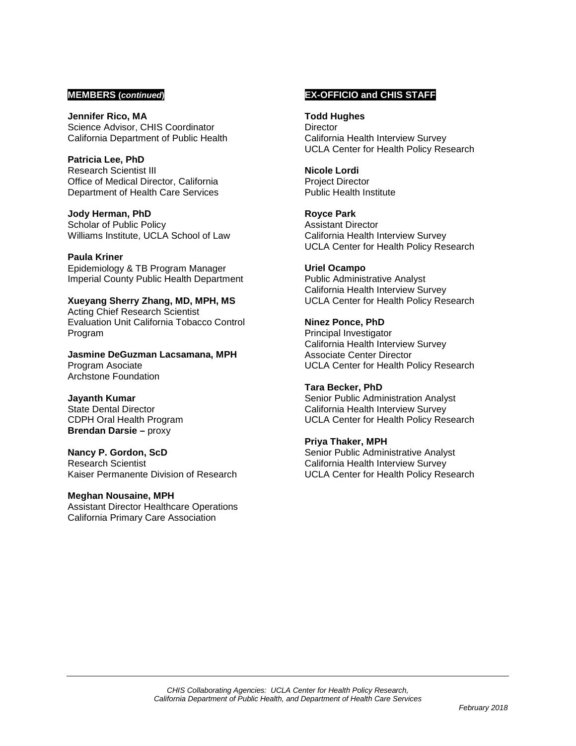**MEMBERS (*continued*)**

**Jennifer Rico, MA**
Science Advisor, CHIS Coordinator
California Department of Public Health

**Patricia Lee, PhD**
Research Scientist III
Office of Medical Director, California Department of Health Care Services

**Jody Herman, PhD**
Scholar of Public Policy
Williams Institute, UCLA School of Law

**Paula Kriner**
Epidemiology & TB Program Manager
Imperial County Public Health Department

**Xueyang Sherry Zhang, MD, MPH, MS**
Acting Chief Research Scientist
Evaluation Unit California Tobacco Control Program

**Jasmine DeGuzman Lacsamana, MPH**
Program Asociate
Archstone Foundation

**Jayanth Kumar**
State Dental Director
CDPH Oral Health Program
**Brendan Darsie –** proxy

**Nancy P. Gordon, ScD**
Research Scientist
Kaiser Permanente Division of Research

**Meghan Nousaine, MPH**
Assistant Director Healthcare Operations
California Primary Care Association

**EX-OFFICIO and CHIS STAFF**

**Todd Hughes**
Director
California Health Interview Survey
UCLA Center for Health Policy Research

**Nicole Lordi**
Project Director
Public Health Institute

**Royce Park**
Assistant Director
California Health Interview Survey
UCLA Center for Health Policy Research

**Uriel Ocampo**
Public Administrative Analyst
California Health Interview Survey
UCLA Center for Health Policy Research

**Ninez Ponce, PhD**
Principal Investigator
California Health Interview Survey
Associate Center Director
UCLA Center for Health Policy Research

**Tara Becker, PhD**
Senior Public Administration Analyst
California Health Interview Survey
UCLA Center for Health Policy Research

**Priya Thaker, MPH**
Senior Public Administrative Analyst
California Health Interview Survey
UCLA Center for Health Policy Research

*CHIS Collaborating Agencies: UCLA Center for Health Policy Research, California Department of Public Health, and Department of Health Care Services*

*February 2018*